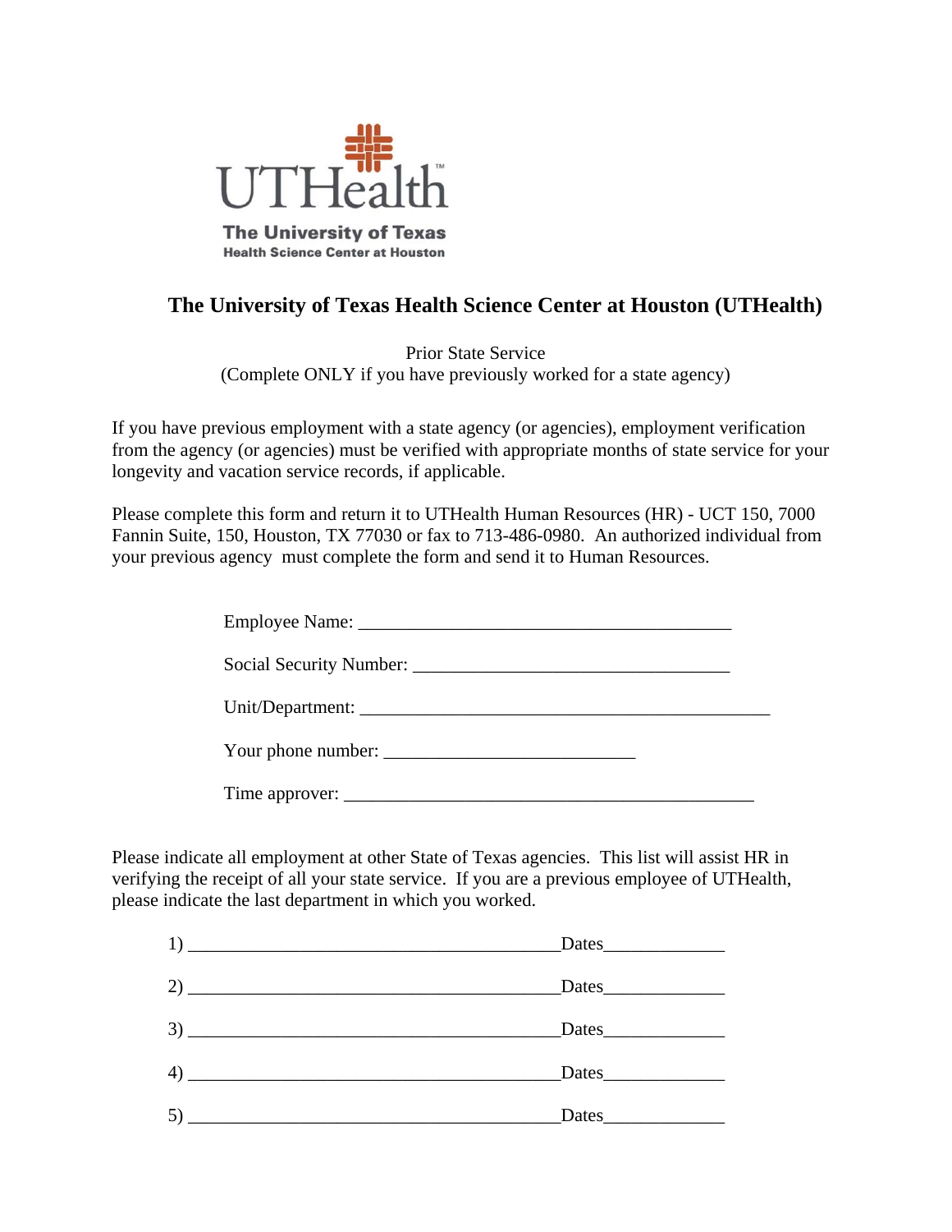# The University of Texas Health Science Center at Houston (UTHealth)

Prior State Service
(Complete ONLY if you have previously worked for a state agency)

If you have previous employment with a state agency (or agencies), employment verification from the agency (or agencies) must be verified with appropriate months of state service for your longevity and vacation service records, if applicable.

Please complete this form and return it to UTHealth Human Resources (HR) - UCT 150, 7000 Fannin Suite, 150, Houston, TX 77030 or fax to 713-486-0980. An authorized individual from your previous agency must complete the form and send it to Human Resources.

Employee Name: ________________________________________

Social Security Number: __________________________________

Unit/Department: ____________________________________________

Your phone number: ___________________________

Time approver: ____________________________________________

Please indicate all employment at other State of Texas agencies. This list will assist HR in verifying the receipt of all your state service. If you are a previous employee of UTHealth, please indicate the last department in which you worked.

1) ________________________________________Dates_____________

2) ________________________________________Dates_____________

3) ________________________________________Dates_____________

4) ________________________________________Dates_____________

5) ________________________________________Dates_____________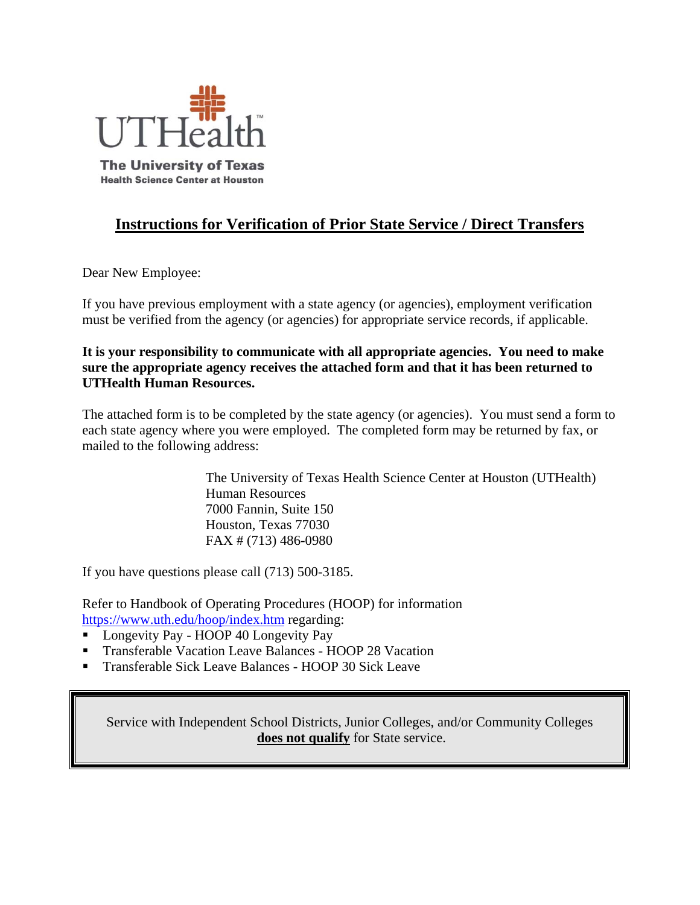UTHealth

The University of Texas
Health Science Center at Houston

# Instructions for Verification of Prior State Service / Direct Transfers

Dear New Employee:

If you have previous employment with a state agency (or agencies), employment verification must be verified from the agency (or agencies) for appropriate service records, if applicable.

**It is your responsibility to communicate with all appropriate agencies. You need to make sure the appropriate agency receives the attached form and that it has been returned to UTHealth Human Resources.**

The attached form is to be completed by the state agency (or agencies). You must send a form to each state agency where you were employed. The completed form may be returned by fax, or mailed to the following address:

> The University of Texas Health Science Center at Houston (UTHealth)
> Human Resources
> 7000 Fannin, Suite 150
> Houston, Texas 77030
> FAX # (713) 486-0980

If you have questions please call (713) 500-3185.

Refer to Handbook of Operating Procedures (HOOP) for information https://www.uth.edu/hoop/index.htm regarding:

- Longevity Pay - HOOP 40 Longevity Pay
- Transferable Vacation Leave Balances - HOOP 28 Vacation
- Transferable Sick Leave Balances - HOOP 30 Sick Leave

Service with Independent School Districts, Junior Colleges, and/or Community Colleges **does not qualify** for State service.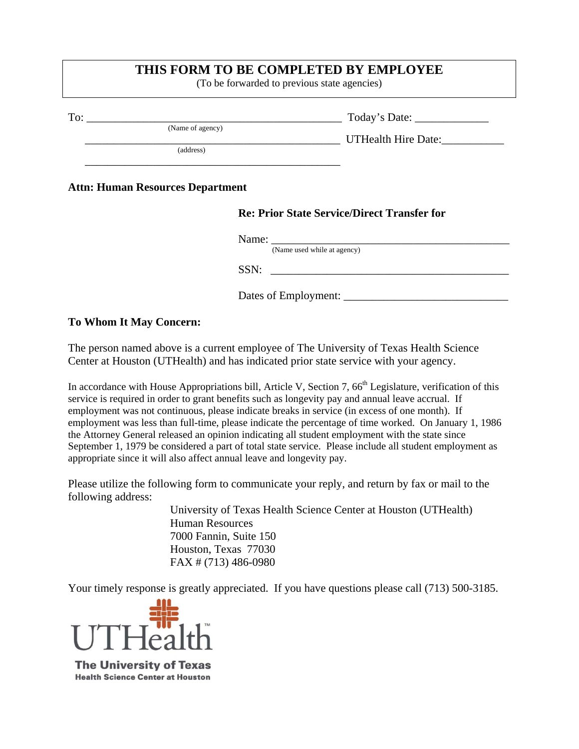**THIS FORM TO BE COMPLETED BY EMPLOYEE**
(To be forwarded to previous state agencies)

To: _____________________________________________ Today's Date: _____________
(Name of agency)

_____________________________________________ UTHealth Hire Date:___________
(address)

_____________________________________________

**Attn: Human Resources Department**

**Re: Prior State Service/Direct Transfer for**

Name: ___________________________________________
(Name used while at agency)

SSN: ___________________________________________

Dates of Employment: _____________________________

**To Whom It May Concern:**

The person named above is a current employee of The University of Texas Health Science Center at Houston (UTHealth) and has indicated prior state service with your agency.

In accordance with House Appropriations bill, Article V, Section 7, 66th Legislature, verification of this service is required in order to grant benefits such as longevity pay and annual leave accrual. If employment was not continuous, please indicate breaks in service (in excess of one month). If employment was less than full-time, please indicate the percentage of time worked. On January 1, 1986 the Attorney General released an opinion indicating all student employment with the state since September 1, 1979 be considered a part of total state service. Please include all student employment as appropriate since it will also affect annual leave and longevity pay.

Please utilize the following form to communicate your reply, and return by fax or mail to the following address:

University of Texas Health Science Center at Houston (UTHealth)
Human Resources
7000 Fannin, Suite 150
Houston, Texas 77030
FAX # (713) 486-0980

Your timely response is greatly appreciated. If you have questions please call (713) 500-3185.

UTHealth
The University of Texas
Health Science Center at Houston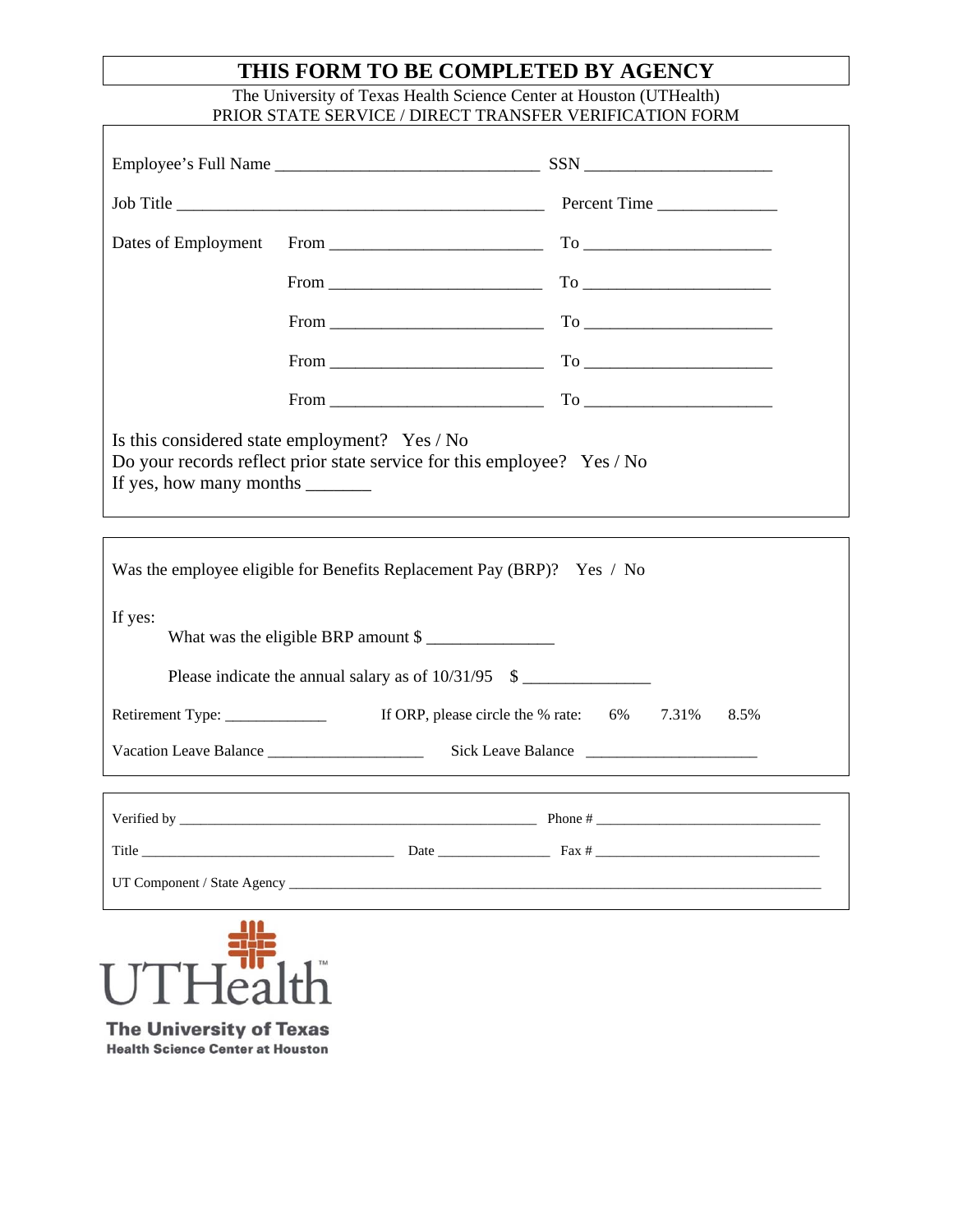# THIS FORM TO BE COMPLETED BY AGENCY

The University of Texas Health Science Center at Houston (UTHealth)
PRIOR STATE SERVICE / DIRECT TRANSFER VERIFICATION FORM

Employee's Full Name ______________________________ SSN _____________________

Job Title __________________________________________ Percent Time _____________

Dates of Employment From ________________________ To _____________________

From ________________________ To _____________________

From ________________________ To _____________________

From ________________________ To _____________________

From ________________________ To _____________________

Is this considered state employment? Yes / No
Do your records reflect prior state service for this employee? Yes / No
If yes, how many months _______

---

Was the employee eligible for Benefits Replacement Pay (BRP)? Yes / No

If yes:

What was the eligible BRP amount $ ______________

Please indicate the annual salary as of 10/31/95 $ ______________

Retirement Type: ____________ If ORP, please circle the % rate: 6% 7.31% 8.5%

Vacation Leave Balance ___________________ Sick Leave Balance ____________________

---

Verified by ________________________________________________ Phone # _____________________________

Title __________________________________ Date ______________ Fax # _____________________________

UT Component / State Agency ___________________________________________________________________________

UTHealth
The University of Texas
Health Science Center at Houston